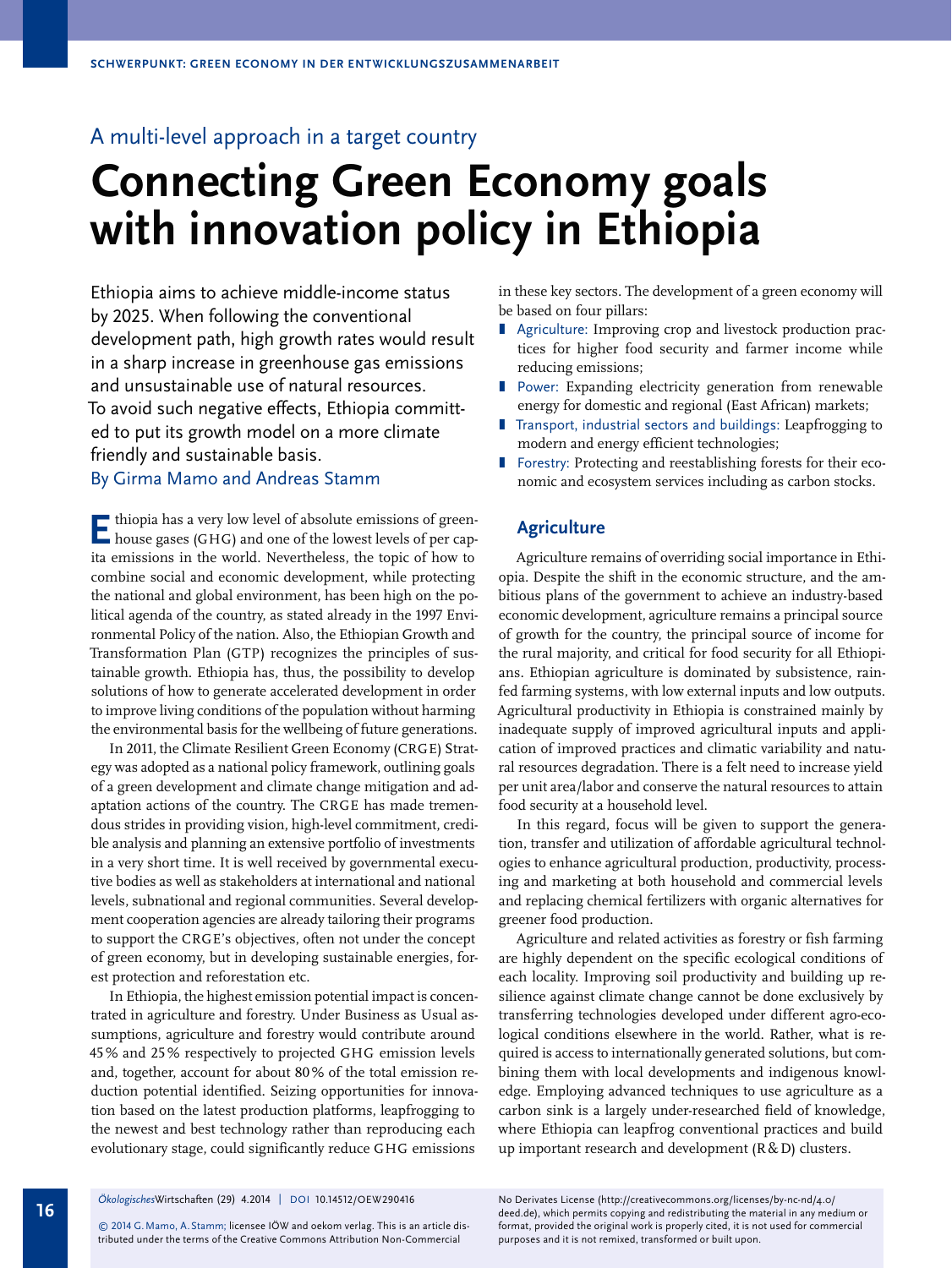A multi-level approach in a target country

# Connecting Green Economy goals with innovation policy in Ethiopia

Ethiopia aims to achieve middle-income status by 2025. When following the conventional development path, high growth rates would result in a sharp increase in greenhouse gas emissions and unsustainable use of natural resources. To avoid such negative effects, Ethiopia committed to put its growth model on a more climate friendly and sustainable basis.

By Girma Mamo and Andreas Stamm

Ethiopia has a very low level of absolute emissions of greenhouse gases (GHG) and one of the lowest levels of per capita emissions in the world. Nevertheless, the topic of how to combine social and economic development, while protecting the national and global environment, has been high on the political agenda of the country, as stated already in the 1997 Environmental Policy of the nation. Also, the Ethiopian Growth and Transformation Plan (GTP) recognizes the principles of sustainable growth. Ethiopia has, thus, the possibility to develop solutions of how to generate accelerated development in order to improve living conditions of the population without harming the environmental basis for the wellbeing of future generations.

In 2011, the Climate Resilient Green Economy (CRGE) Strategy was adopted as a national policy framework, outlining goals of a green development and climate change mitigation and adaptation actions of the country. The CRGE has made tremendous strides in providing vision, high-level commitment, credible analysis and planning an extensive portfolio of investments in a very short time. It is well received by governmental executive bodies as well as stakeholders at international and national levels, subnational and regional communities. Several development cooperation agencies are already tailoring their programs to support the CRGE's objectives, often not under the concept of green economy, but in developing sustainable energies, forest protection and reforestation etc.

In Ethiopia, the highest emission potential impact is concentrated in agriculture and forestry. Under Business as Usual assumptions, agriculture and forestry would contribute around 45% and 25% respectively to projected GHG emission levels and, together, account for about 80% of the total emission reduction potential identified. Seizing opportunities for innovation based on the latest production platforms, leapfrogging to the newest and best technology rather than reproducing each evolutionary stage, could significantly reduce GHG emissions in these key sectors. The development of a green economy will be based on four pillars:

- Agriculture: Improving crop and livestock production practices for higher food security and farmer income while reducing emissions;
- Power: Expanding electricity generation from renewable energy for domestic and regional (East African) markets;
- Transport, industrial sectors and buildings: Leapfrogging to modern and energy efficient technologies;
- Forestry: Protecting and reestablishing forests for their economic and ecosystem services including as carbon stocks.

## Agriculture

Agriculture remains of overriding social importance in Ethiopia. Despite the shift in the economic structure, and the ambitious plans of the government to achieve an industry-based economic development, agriculture remains a principal source of growth for the country, the principal source of income for the rural majority, and critical for food security for all Ethiopians. Ethiopian agriculture is dominated by subsistence, rainfed farming systems, with low external inputs and low outputs. Agricultural productivity in Ethiopia is constrained mainly by inadequate supply of improved agricultural inputs and application of improved practices and climatic variability and natural resources degradation. There is a felt need to increase yield per unit area/labor and conserve the natural resources to attain food security at a household level.

In this regard, focus will be given to support the generation, transfer and utilization of affordable agricultural technologies to enhance agricultural production, productivity, processing and marketing at both household and commercial levels and replacing chemical fertilizers with organic alternatives for greener food production.

Agriculture and related activities as forestry or fish farming are highly dependent on the specific ecological conditions of each locality. Improving soil productivity and building up resilience against climate change cannot be done exclusively by transferring technologies developed under different agro-ecological conditions elsewhere in the world. Rather, what is required is access to internationally generated solutions, but combining them with local developments and indigenous knowledge. Employing advanced techniques to use agriculture as a carbon sink is a largely under-researched field of knowledge, where Ethiopia can leapfrog conventional practices and build up important research and development (R&D) clusters.

© 2014 G. Mamo, A. Stamm; licensee IÖW and oekom verlag. This is an article distributed under the terms of the Creative Commons Attribution Non-Commercial No Derivates License (http://creativecommons.org/licenses/by-nc-nd/4.0/deed.de), which permits copying and redistributing the material in any medium or format, provided the original work is properly cited, it is not used for commercial purposes and it is not remixed, transformed or built upon.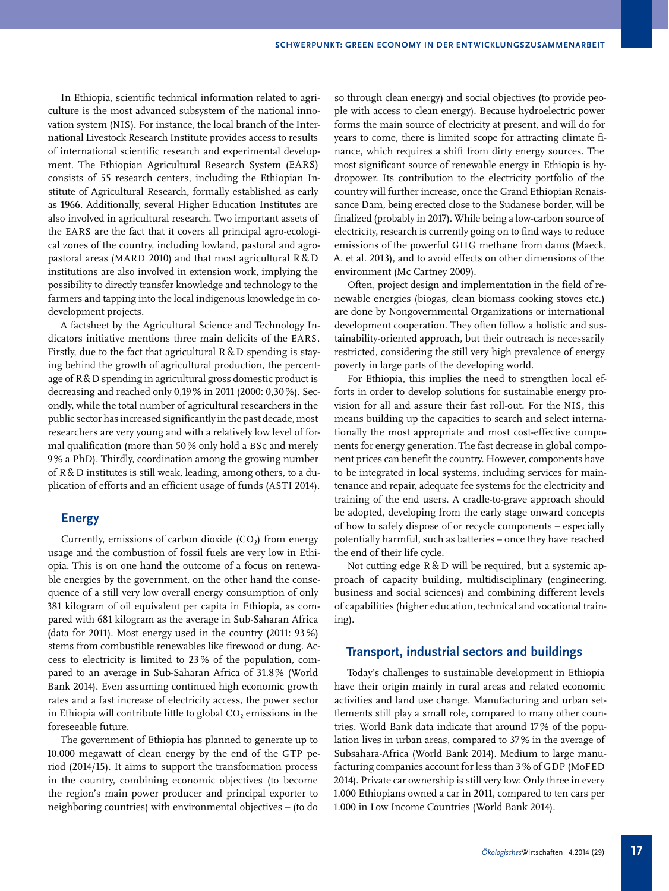In Ethiopia, scientific technical information related to agriculture is the most advanced subsystem of the national innovation system (NIS). For instance, the local branch of the International Livestock Research Institute provides access to results of international scientific research and experimental development. The Ethiopian Agricultural Research System (EARS) consists of 55 research centers, including the Ethiopian Institute of Agricultural Research, formally established as early as 1966. Additionally, several Higher Education Institutes are also involved in agricultural research. Two important assets of the EARS are the fact that it covers all principal agro-ecological zones of the country, including lowland, pastoral and agro-pastoral areas (MARD 2010) and that most agricultural R & D institutions are also involved in extension work, implying the possibility to directly transfer knowledge and technology to the farmers and tapping into the local indigenous knowledge in co-development projects.

A factsheet by the Agricultural Science and Technology Indicators initiative mentions three main deficits of the EARS. Firstly, due to the fact that agricultural R & D spending is staying behind the growth of agricultural production, the percentage of R & D spending in agricultural gross domestic product is decreasing and reached only 0,19 % in 2011 (2000: 0,30 %). Secondly, while the total number of agricultural researchers in the public sector has increased significantly in the past decade, most researchers are very young and with a relatively low level of formal qualification (more than 50 % only hold a BSc and merely 9 % a PhD). Thirdly, coordination among the growing number of R & D institutes is still weak, leading, among others, to a duplication of efforts and an efficient usage of funds (ASTI 2014).

## Energy

Currently, emissions of carbon dioxide ($CO_2$) from energy usage and the combustion of fossil fuels are very low in Ethiopia. This is on one hand the outcome of a focus on renewable energies by the government, on the other hand the consequence of a still very low overall energy consumption of only 381 kilogram of oil equivalent per capita in Ethiopia, as compared with 681 kilogram as the average in Sub-Saharan Africa (data for 2011). Most energy used in the country (2011: 93 %) stems from combustible renewables like firewood or dung. Access to electricity is limited to 23 % of the population, compared to an average in Sub-Saharan Africa of 31.8 % (World Bank 2014). Even assuming continued high economic growth rates and a fast increase of electricity access, the power sector in Ethiopia will contribute little to global $CO_2$ emissions in the foreseeable future.

The government of Ethiopia has planned to generate up to 10.000 megawatt of clean energy by the end of the GTP period (2014/15). It aims to support the transformation process in the country, combining economic objectives (to become the region's main power producer and principal exporter to neighboring countries) with environmental objectives – (to do so through clean energy) and social objectives (to provide people with access to clean energy). Because hydroelectric power forms the main source of electricity at present, and will do for years to come, there is limited scope for attracting climate finance, which requires a shift from dirty energy sources. The most significant source of renewable energy in Ethiopia is hydropower. Its contribution to the electricity portfolio of the country will further increase, once the Grand Ethiopian Renaissance Dam, being erected close to the Sudanese border, will be finalized (probably in 2017). While being a low-carbon source of electricity, research is currently going on to find ways to reduce emissions of the powerful GHG methane from dams (Maeck, A. et al. 2013), and to avoid effects on other dimensions of the environment (Mc Cartney 2009).

Often, project design and implementation in the field of renewable energies (biogas, clean biomass cooking stoves etc.) are done by Nongovernmental Organizations or international development cooperation. They often follow a holistic and sustainability-oriented approach, but their outreach is necessarily restricted, considering the still very high prevalence of energy poverty in large parts of the developing world.

For Ethiopia, this implies the need to strengthen local efforts in order to develop solutions for sustainable energy provision for all and assure their fast roll-out. For the NIS, this means building up the capacities to search and select internationally the most appropriate and most cost-effective components for energy generation. The fast decrease in global component prices can benefit the country. However, components have to be integrated in local systems, including services for maintenance and repair, adequate fee systems for the electricity and training of the end users. A cradle-to-grave approach should be adopted, developing from the early stage onward concepts of how to safely dispose of or recycle components – especially potentially harmful, such as batteries – once they have reached the end of their life cycle.

Not cutting edge R & D will be required, but a systemic approach of capacity building, multidisciplinary (engineering, business and social sciences) and combining different levels of capabilities (higher education, technical and vocational training).

## Transport, industrial sectors and buildings

Today's challenges to sustainable development in Ethiopia have their origin mainly in rural areas and related economic activities and land use change. Manufacturing and urban settlements still play a small role, compared to many other countries. World Bank data indicate that around 17 % of the population lives in urban areas, compared to 37 % in the average of Subsahara-Africa (World Bank 2014). Medium to large manufacturing companies account for less than 3 % of GDP (MoFED 2014). Private car ownership is still very low: Only three in every 1.000 Ethiopians owned a car in 2011, compared to ten cars per 1.000 in Low Income Countries (World Bank 2014).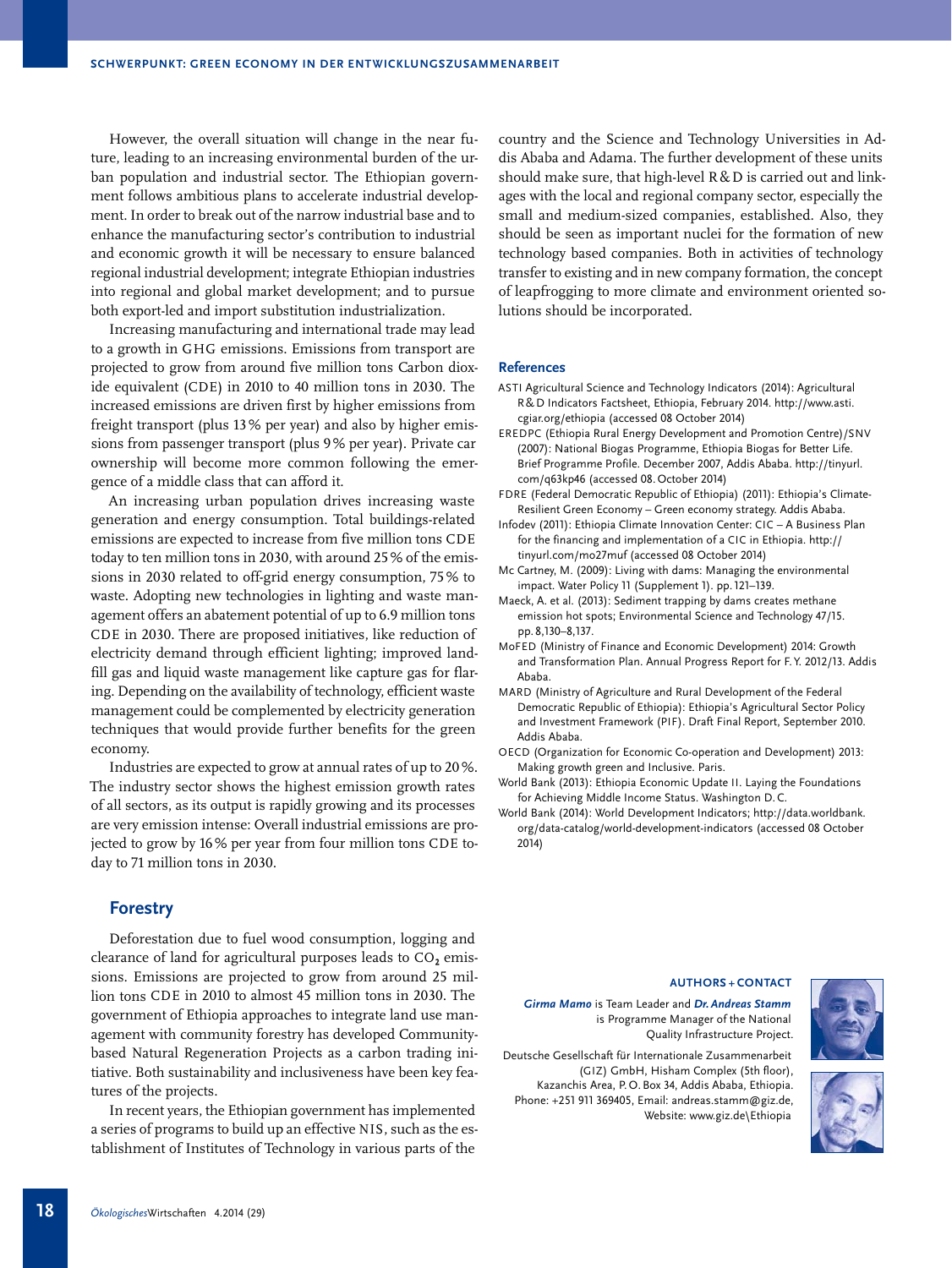However, the overall situation will change in the near future, leading to an increasing environmental burden of the urban population and industrial sector. The Ethiopian government follows ambitious plans to accelerate industrial development. In order to break out of the narrow industrial base and to enhance the manufacturing sector's contribution to industrial and economic growth it will be necessary to ensure balanced regional industrial development; integrate Ethiopian industries into regional and global market development; and to pursue both export-led and import substitution industrialization.

Increasing manufacturing and international trade may lead to a growth in GHG emissions. Emissions from transport are projected to grow from around five million tons Carbon dioxide equivalent (CDE) in 2010 to 40 million tons in 2030. The increased emissions are driven first by higher emissions from freight transport (plus 13% per year) and also by higher emissions from passenger transport (plus 9% per year). Private car ownership will become more common following the emergence of a middle class that can afford it.

An increasing urban population drives increasing waste generation and energy consumption. Total buildings-related emissions are expected to increase from five million tons CDE today to ten million tons in 2030, with around 25% of the emissions in 2030 related to off-grid energy consumption, 75% to waste. Adopting new technologies in lighting and waste management offers an abatement potential of up to 6.9 million tons CDE in 2030. There are proposed initiatives, like reduction of electricity demand through efficient lighting; improved landfill gas and liquid waste management like capture gas for flaring. Depending on the availability of technology, efficient waste management could be complemented by electricity generation techniques that would provide further benefits for the green economy.

Industries are expected to grow at annual rates of up to 20%. The industry sector shows the highest emission growth rates of all sectors, as its output is rapidly growing and its processes are very emission intense: Overall industrial emissions are projected to grow by 16% per year from four million tons CDE today to 71 million tons in 2030.

## Forestry

Deforestation due to fuel wood consumption, logging and clearance of land for agricultural purposes leads to $CO_2$ emissions. Emissions are projected to grow from around 25 million tons CDE in 2010 to almost 45 million tons in 2030. The government of Ethiopia approaches to integrate land use management with community forestry has developed Community-based Natural Regeneration Projects as a carbon trading initiative. Both sustainability and inclusiveness have been key features of the projects.

In recent years, the Ethiopian government has implemented a series of programs to build up an effective NIS, such as the establishment of Institutes of Technology in various parts of the country and the Science and Technology Universities in Addis Ababa and Adama. The further development of these units should make sure, that high-level R&D is carried out and linkages with the local and regional company sector, especially the small and medium-sized companies, established. Also, they should be seen as important nuclei for the formation of new technology based companies. Both in activities of technology transfer to existing and in new company formation, the concept of leapfrogging to more climate and environment oriented solutions should be incorporated.

## References

- ASTI Agricultural Science and Technology Indicators (2014): Agricultural R&D Indicators Factsheet, Ethiopia, February 2014. http://www.asti.cgiar.org/ethiopia (accessed 08 October 2014)
- EREDPC (Ethiopia Rural Energy Development and Promotion Centre)/SNV (2007): National Biogas Programme, Ethiopia Biogas for Better Life. Brief Programme Profile. December 2007, Addis Ababa. http://tinyurl.com/q63kp46 (accessed 08. October 2014)
- FDRE (Federal Democratic Republic of Ethiopia) (2011): Ethiopia's Climate-Resilient Green Economy – Green economy strategy. Addis Ababa.
- Infodev (2011): Ethiopia Climate Innovation Center: CIC – A Business Plan for the financing and implementation of a CIC in Ethiopia. http://tinyurl.com/mo27muf (accessed 08 October 2014)
- Mc Cartney, M. (2009): Living with dams: Managing the environmental impact. Water Policy 11 (Supplement 1). pp. 121–139.
- Maeck, A. et al. (2013): Sediment trapping by dams creates methane emission hot spots; Environmental Science and Technology 47/15. pp. 8,130–8,137.
- MoFED (Ministry of Finance and Economic Development) 2014: Growth and Transformation Plan. Annual Progress Report for F.Y. 2012/13. Addis Ababa.
- MARD (Ministry of Agriculture and Rural Development of the Federal Democratic Republic of Ethiopia): Ethiopia's Agricultural Sector Policy and Investment Framework (PIF). Draft Final Report, September 2010. Addis Ababa.
- OECD (Organization for Economic Co-operation and Development) 2013: Making growth green and Inclusive. Paris.
- World Bank (2013): Ethiopia Economic Update II. Laying the Foundations for Achieving Middle Income Status. Washington D.C.
- World Bank (2014): World Development Indicators; http://data.worldbank.org/data-catalog/world-development-indicators (accessed 08 October 2014)

**AUTHORS + CONTACT**

***Girma Mamo*** is Team Leader and ***Dr. Andreas Stamm*** is Programme Manager of the National Quality Infrastructure Project.

Deutsche Gesellschaft für Internationale Zusammenarbeit (GIZ) GmbH, Hisham Complex (5th floor), Kazanchis Area, P.O. Box 34, Addis Ababa, Ethiopia. Phone: +251 911 369405, Email: andreas.stamm@giz.de, Website: www.giz.de\Ethiopia